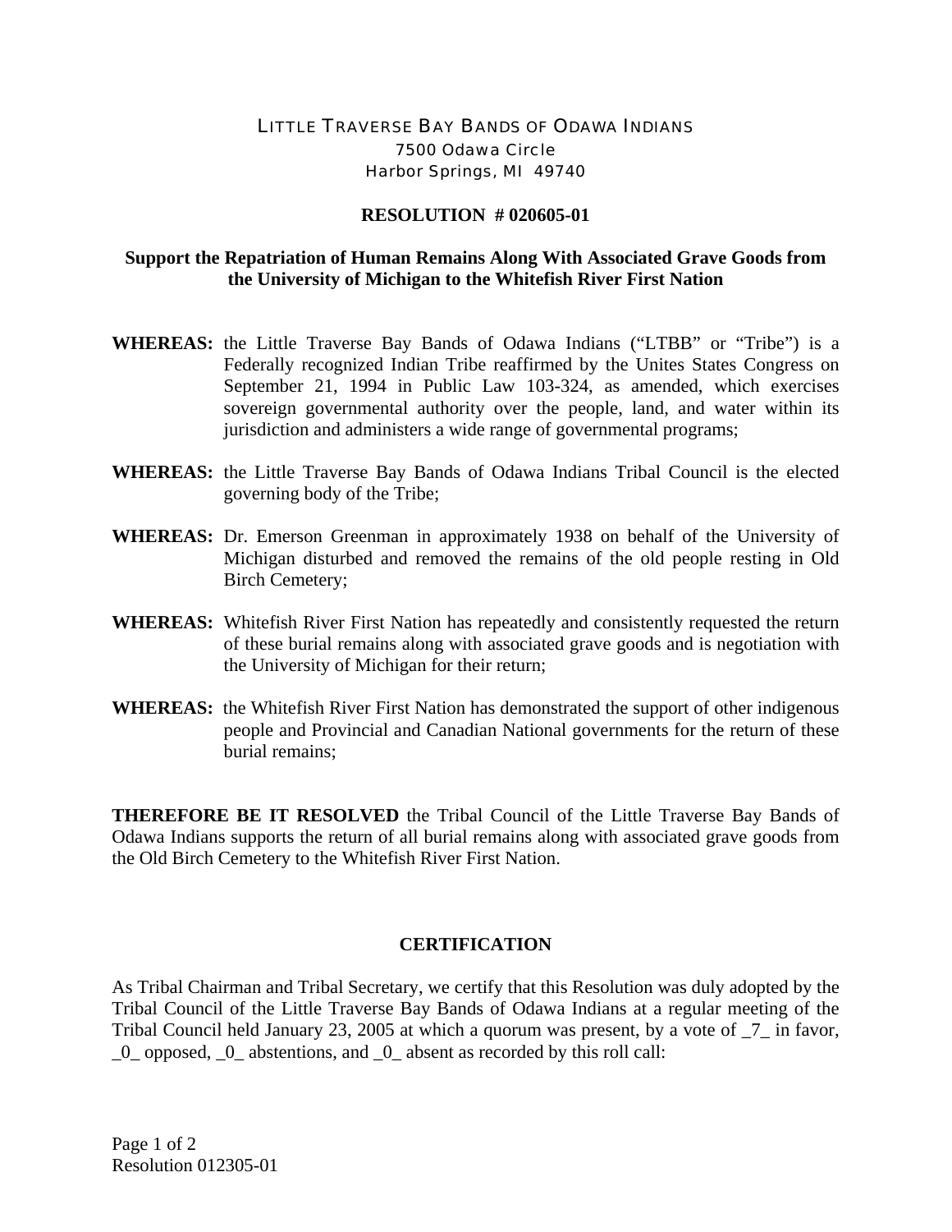LITTLE TRAVERSE BAY BANDS OF ODAWA INDIANS
7500 Odawa Circle
Harbor Springs, MI 49740

**RESOLUTION # 020605-01**

**Support the Repatriation of Human Remains Along With Associated Grave Goods from the University of Michigan to the Whitefish River First Nation**

**WHEREAS:** the Little Traverse Bay Bands of Odawa Indians ("LTBB" or "Tribe") is a Federally recognized Indian Tribe reaffirmed by the Unites States Congress on September 21, 1994 in Public Law 103-324, as amended, which exercises sovereign governmental authority over the people, land, and water within its jurisdiction and administers a wide range of governmental programs;

**WHEREAS:** the Little Traverse Bay Bands of Odawa Indians Tribal Council is the elected governing body of the Tribe;

**WHEREAS:** Dr. Emerson Greenman in approximately 1938 on behalf of the University of Michigan disturbed and removed the remains of the old people resting in Old Birch Cemetery;

**WHEREAS:** Whitefish River First Nation has repeatedly and consistently requested the return of these burial remains along with associated grave goods and is negotiation with the University of Michigan for their return;

**WHEREAS:** the Whitefish River First Nation has demonstrated the support of other indigenous people and Provincial and Canadian National governments for the return of these burial remains;

**THEREFORE BE IT RESOLVED** the Tribal Council of the Little Traverse Bay Bands of Odawa Indians supports the return of all burial remains along with associated grave goods from the Old Birch Cemetery to the Whitefish River First Nation.

**CERTIFICATION**

As Tribal Chairman and Tribal Secretary, we certify that this Resolution was duly adopted by the Tribal Council of the Little Traverse Bay Bands of Odawa Indians at a regular meeting of the Tribal Council held January 23, 2005 at which a quorum was present, by a vote of _7_ in favor, _0_ opposed, _0_ abstentions, and _0_ absent as recorded by this roll call:

Resolution 012305-01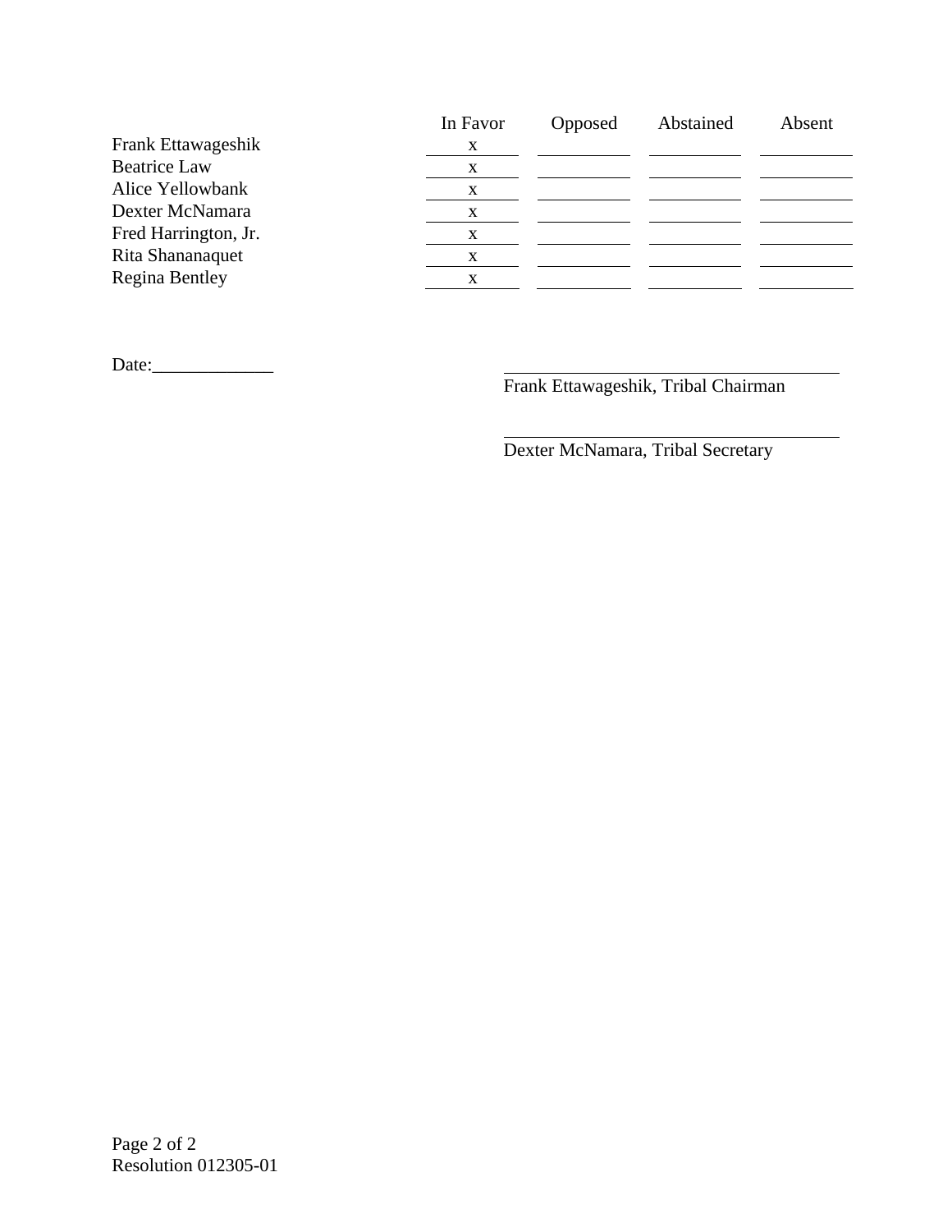| | In Favor | Opposed | Abstained | Absent |
|---|---|---|---|---|
| Frank Ettawageshik | x | | | |
| Beatrice Law | x | | | |
| Alice Yellowbank | x | | | |
| Dexter McNamara | x | | | |
| Fred Harrington, Jr. | x | | | |
| Rita Shananaquet | x | | | |
| Regina Bentley | x | | | |

Date:_____________

\_\_\_\_\_\_\_\_\_\_\_\_\_\_\_\_\_\_\_\_\_\_\_\_\_\_\_\_\_\_\_\_\_\_\_\_
Frank Ettawageshik, Tribal Chairman

\_\_\_\_\_\_\_\_\_\_\_\_\_\_\_\_\_\_\_\_\_\_\_\_\_\_\_\_\_\_\_\_\_\_\_\_
Dexter McNamara, Tribal Secretary

Resolution 012305-01